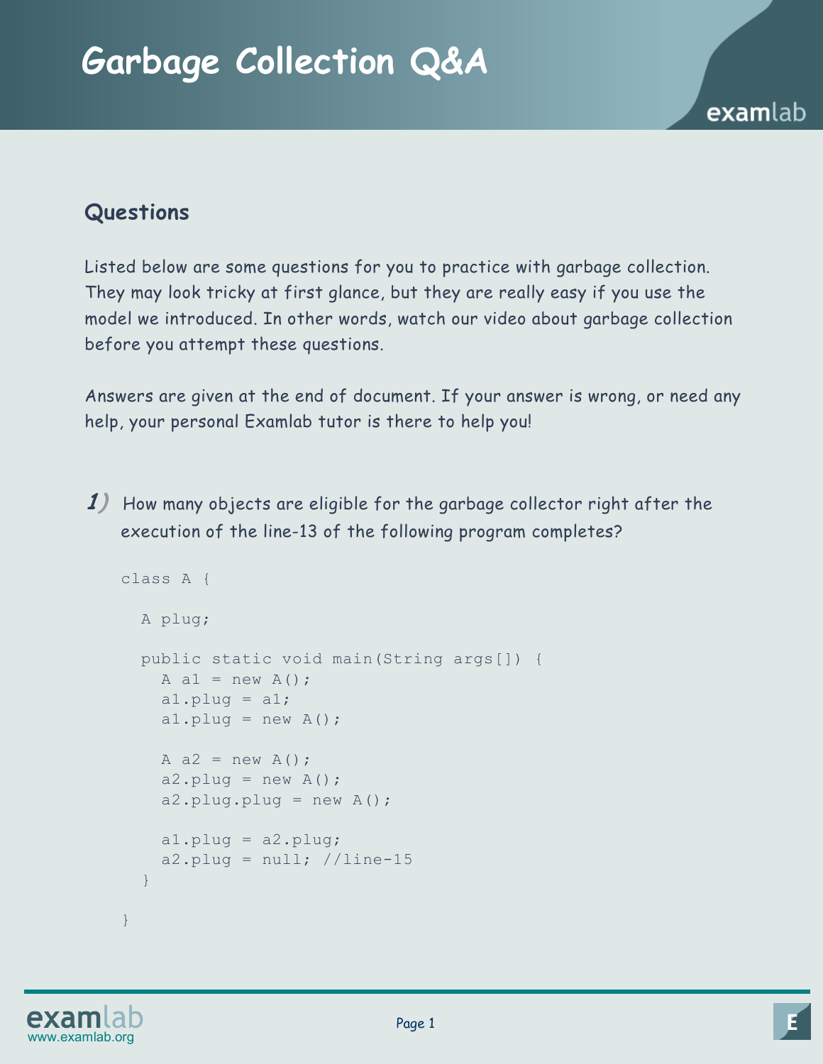# Garbage Collection Q&A

## Questions

Listed below are some questions for you to practice with garbage collection. They may look tricky at first glance, but they are really easy if you use the model we introduced. In other words, watch our video about garbage collection before you attempt these questions.

Answers are given at the end of document. If your answer is wrong, or need any help, your personal Examlab tutor is there to help you!

**1)** How many objects are eligible for the garbage collector right after the execution of the line-13 of the following program completes?

```
class A {

  A plug;

  public static void main(String args[]) {
    A a1 = new A();
    a1.plug = a1;
    a1.plug = new A();

    A a2 = new A();
    a2.plug = new A();
    a2.plug.plug = new A();

    a1.plug = a2.plug;
    a2.plug = null; //line-15
  }

}
```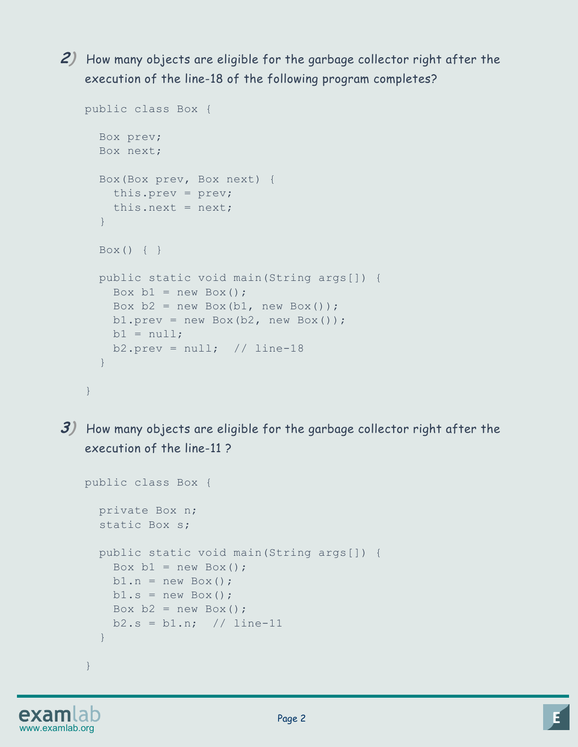**2)** How many objects are eligible for the garbage collector right after the execution of the line-18 of the following program completes?

```
public class Box {

  Box prev;
  Box next;

  Box(Box prev, Box next) {
    this.prev = prev;
    this.next = next;
  }

  Box() { }

  public static void main(String args[]) {
    Box b1 = new Box();
    Box b2 = new Box(b1, new Box());
    b1.prev = new Box(b2, new Box());
    b1 = null;
    b2.prev = null;  // line-18
  }

}
```

**3)** How many objects are eligible for the garbage collector right after the execution of the line-11 ?

```
public class Box {

  private Box n;
  static Box s;

  public static void main(String args[]) {
    Box b1 = new Box();
    b1.n = new Box();
    b1.s = new Box();
    Box b2 = new Box();
    b2.s = b1.n;  // line-11
  }

}
```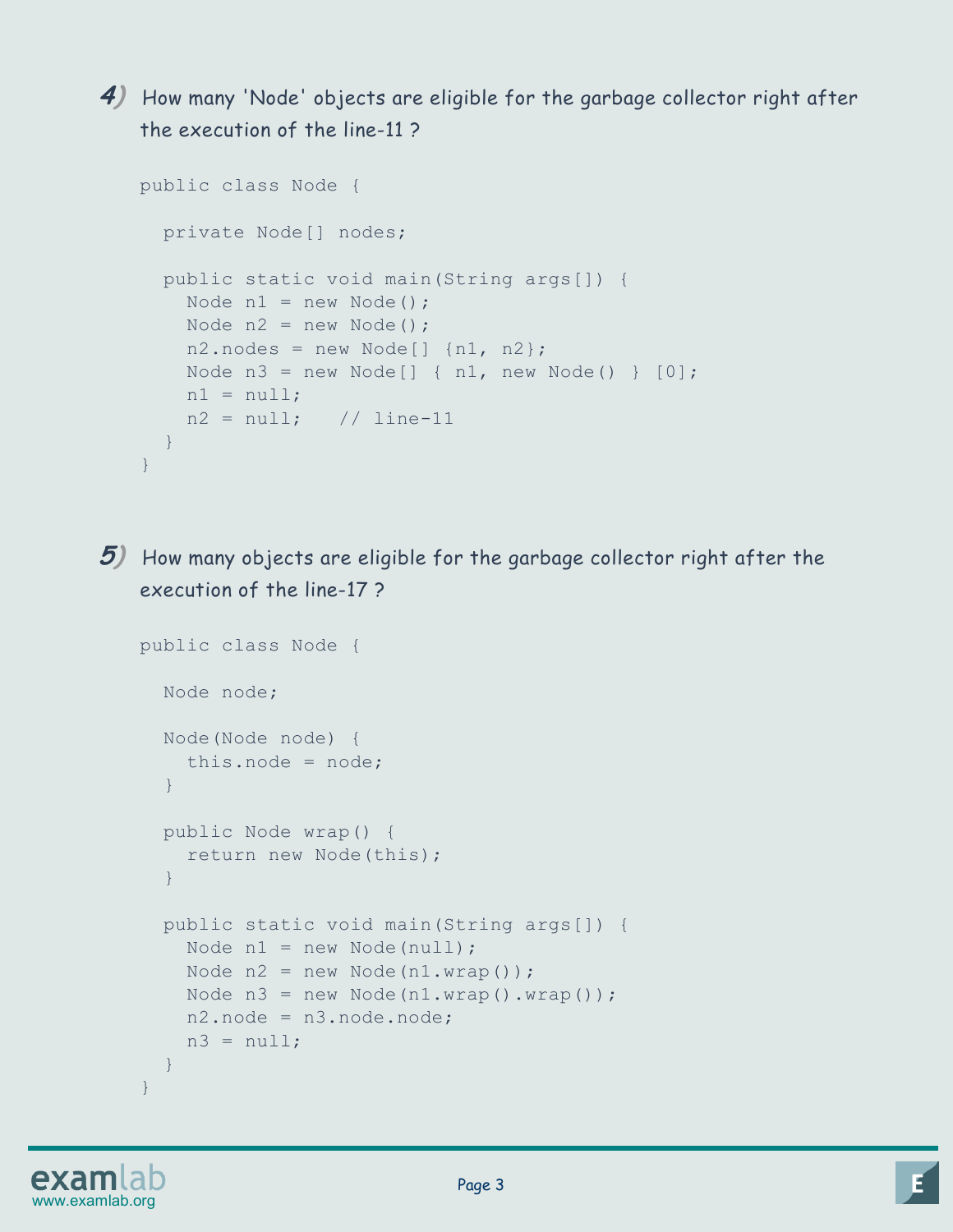**4)** How many 'Node' objects are eligible for the garbage collector right after the execution of the line-11 ?

```
public class Node {

  private Node[] nodes;

  public static void main(String args[]) {
    Node n1 = new Node();
    Node n2 = new Node();
    n2.nodes = new Node[] {n1, n2};
    Node n3 = new Node[] { n1, new Node() } [0];
    n1 = null;
    n2 = null;   // line-11
  }
}
```

**5)** How many objects are eligible for the garbage collector right after the execution of the line-17 ?

```
public class Node {

  Node node;

  Node(Node node) {
    this.node = node;
  }

  public Node wrap() {
    return new Node(this);
  }

  public static void main(String args[]) {
    Node n1 = new Node(null);
    Node n2 = new Node(n1.wrap());
    Node n3 = new Node(n1.wrap().wrap());
    n2.node = n3.node.node;
    n3 = null;
  }
}
```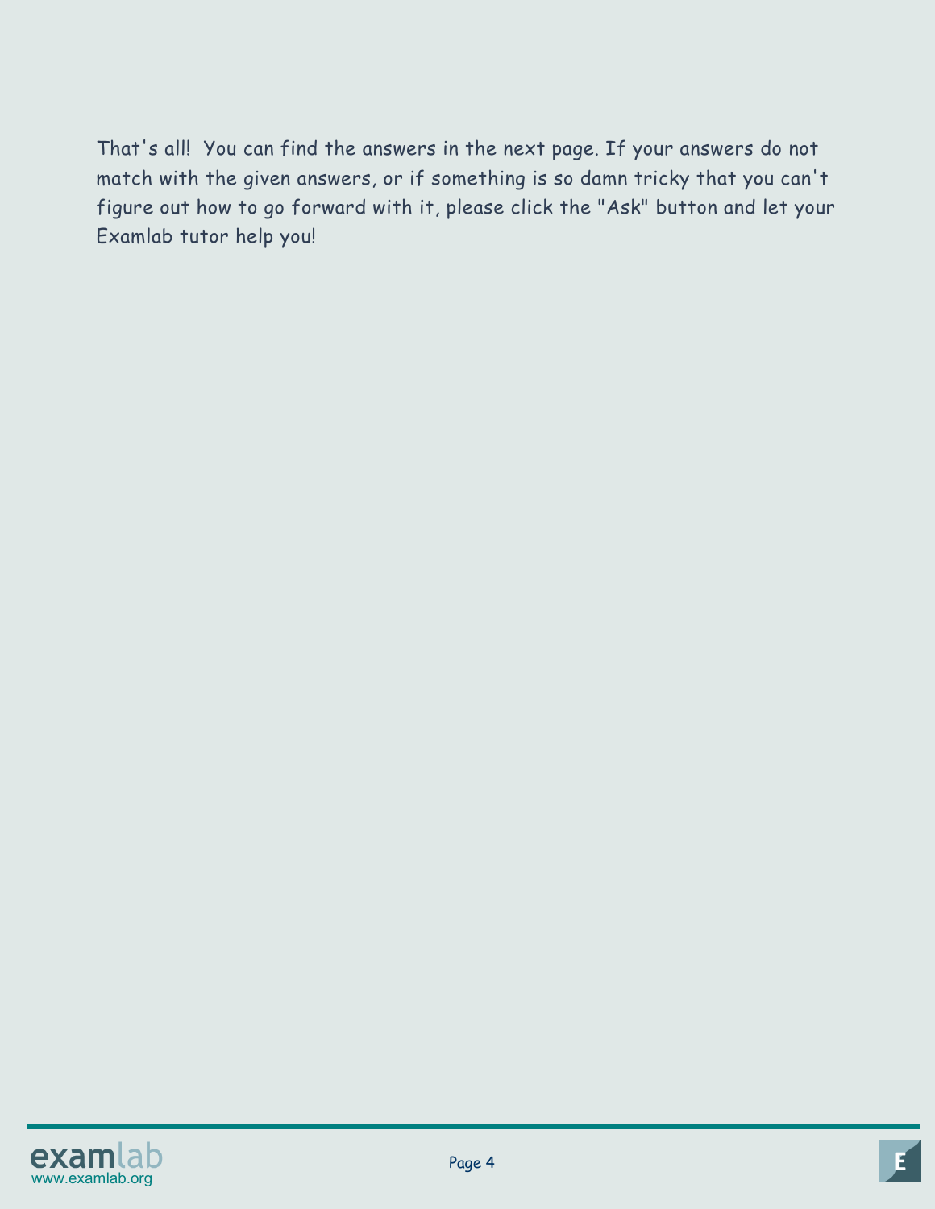That's all! You can find the answers in the next page. If your answers do not match with the given answers, or if something is so damn tricky that you can't figure out how to go forward with it, please click the "Ask" button and let your Examlab tutor help you!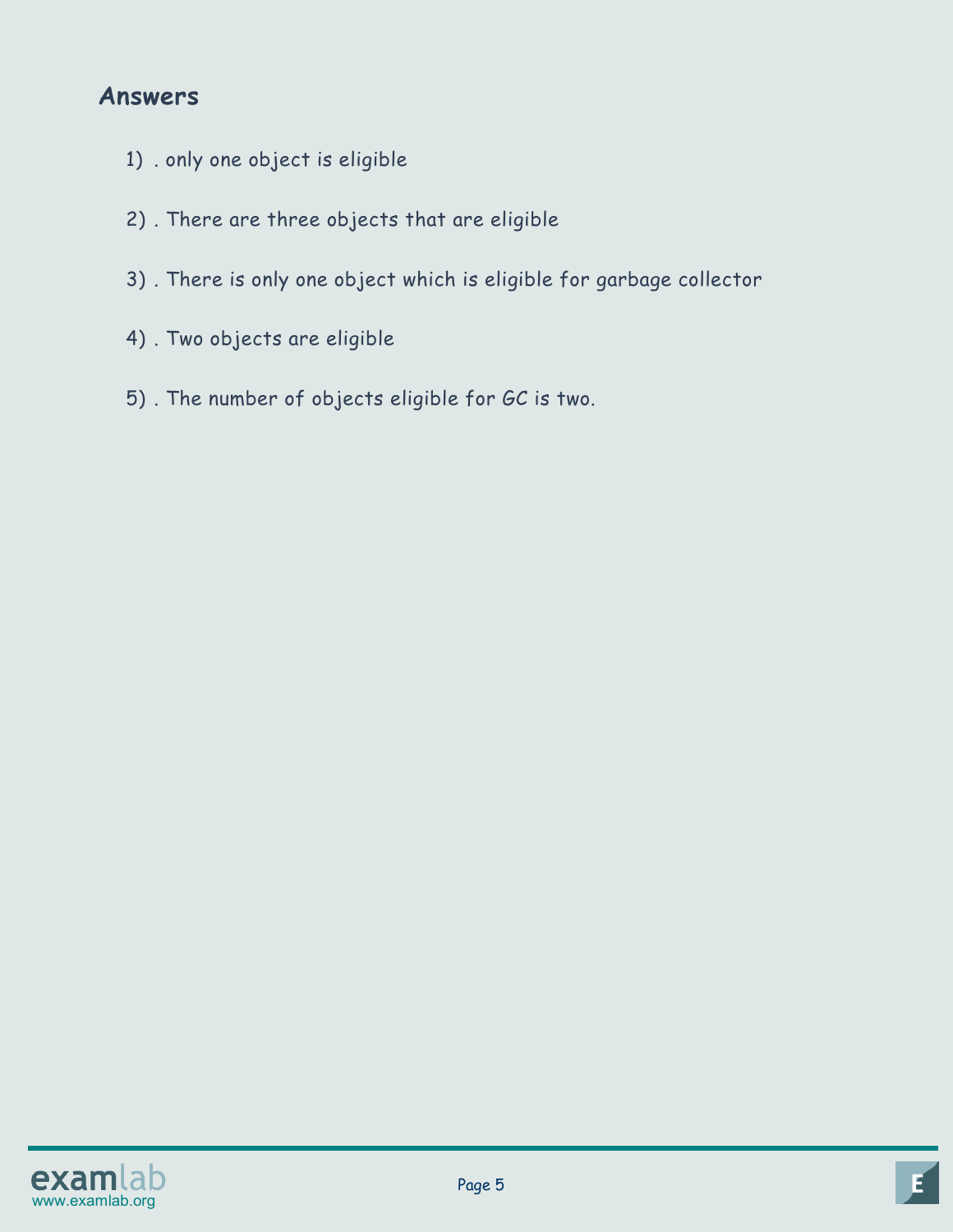## Answers

1) . only one object is eligible

2) . There are three objects that are eligible

3) . There is only one object which is eligible for garbage collector

4) . Two objects are eligible

5) . The number of objects eligible for GC is two.